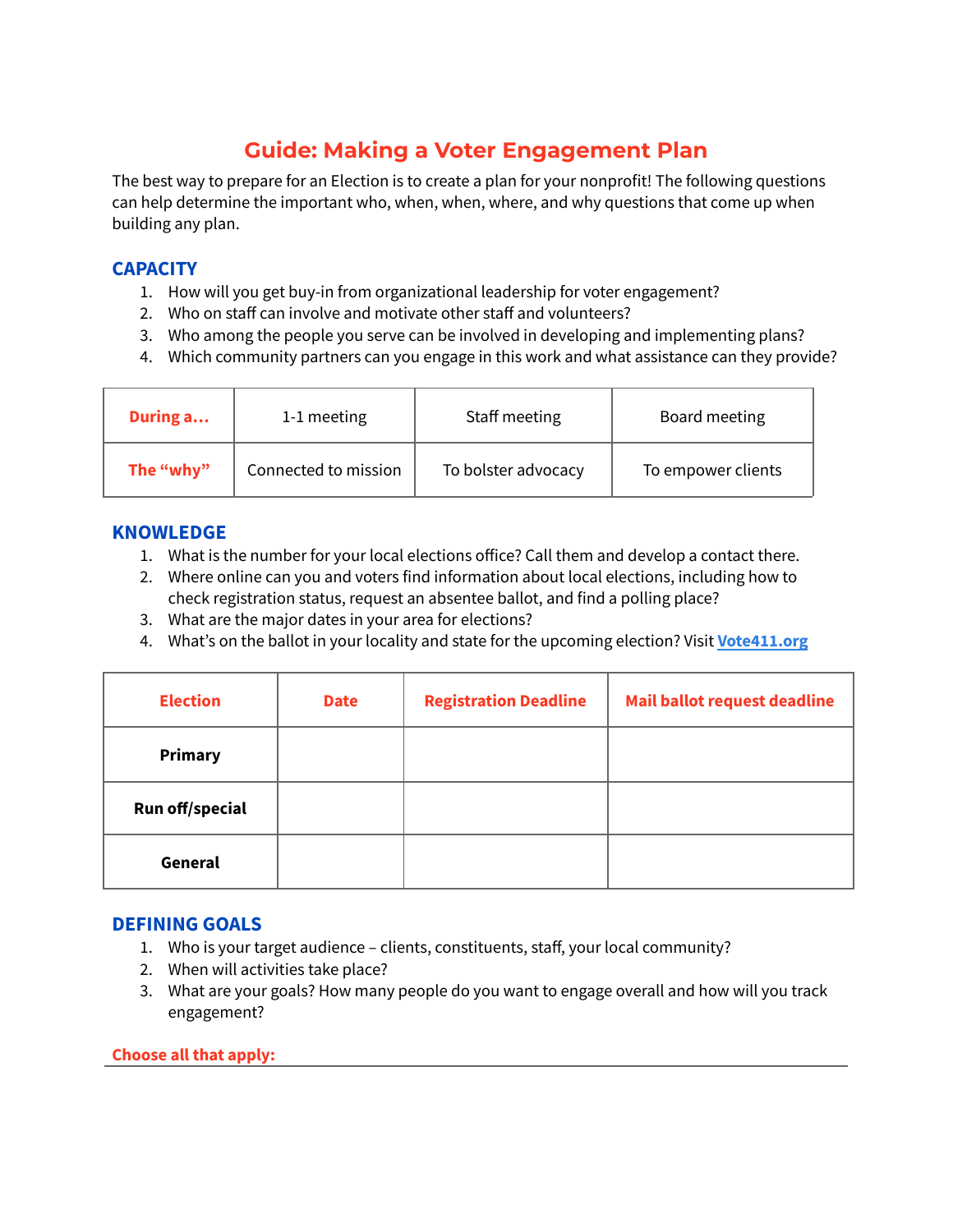# Guide: Making a Voter Engagement Plan

The best way to prepare for an Election is to create a plan for your nonprofit! The following questions can help determine the important who, when, when, where, and why questions that come up when building any plan.

## CAPACITY

1. How will you get buy-in from organizational leadership for voter engagement?
2. Who on staff can involve and motivate other staff and volunteers?
3. Who among the people you serve can be involved in developing and implementing plans?
4. Which community partners can you engage in this work and what assistance can they provide?

| During a... | 1-1 meeting | Staff meeting | Board meeting |
|---|---|---|---|
| The "why" | Connected to mission | To bolster advocacy | To empower clients |

## KNOWLEDGE

1. What is the number for your local elections office? Call them and develop a contact there.
2. Where online can you and voters find information about local elections, including how to check registration status, request an absentee ballot, and find a polling place?
3. What are the major dates in your area for elections?
4. What's on the ballot in your locality and state for the upcoming election? Visit [Vote411.org](https://www.vote411.org)

| Election | Date | Registration Deadline | Mail ballot request deadline |
|---|---|---|---|
| **Primary** | | | |
| **Run off/special** | | | |
| **General** | | | |

## DEFINING GOALS

1. Who is your target audience – clients, constituents, staff, your local community?
2. When will activities take place?
3. What are your goals? How many people do you want to engage overall and how will you track engagement?

**Choose all that apply:**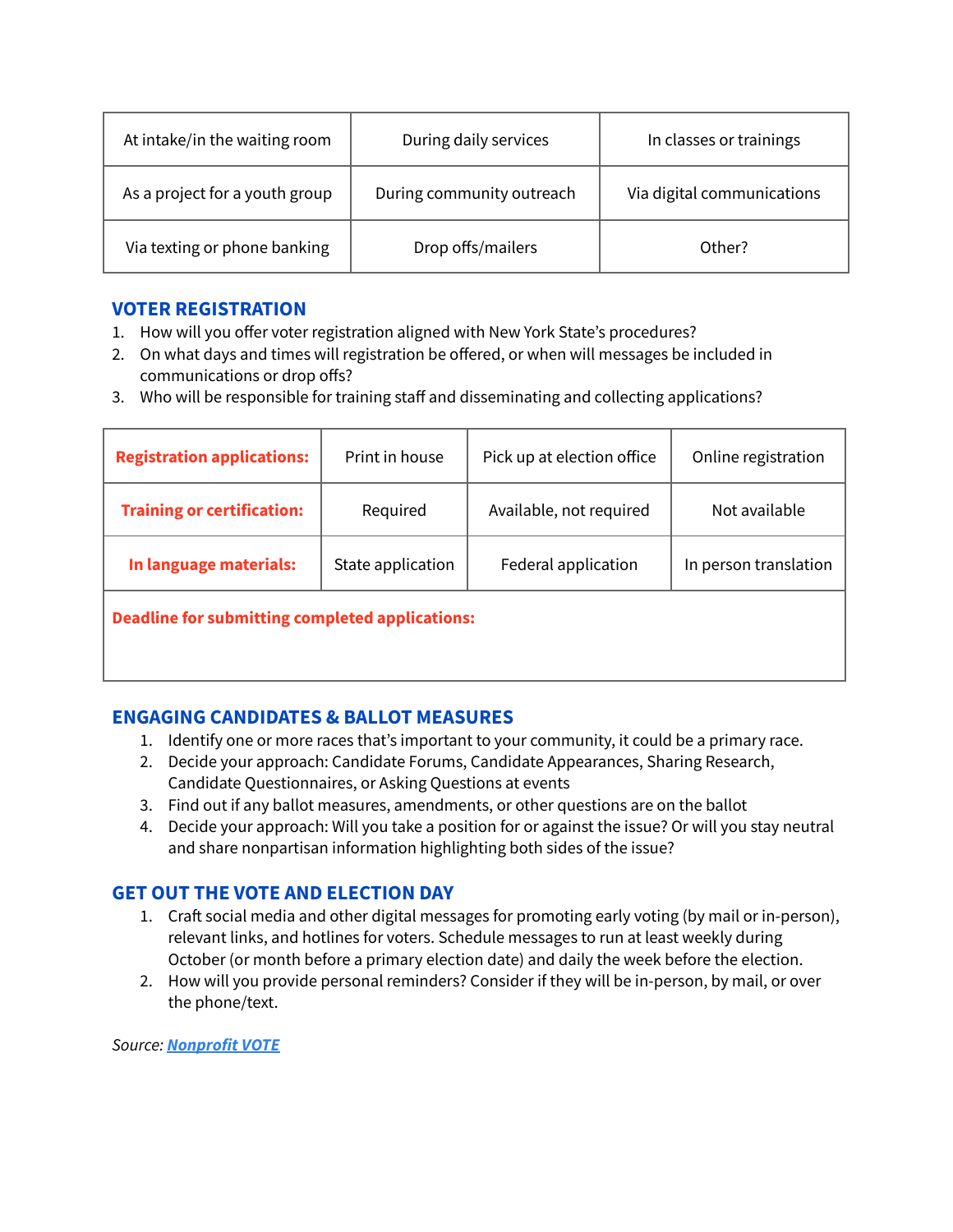| | | |
|---|---|---|
| At intake/in the waiting room | During daily services | In classes or trainings |
| As a project for a youth group | During community outreach | Via digital communications |
| Via texting or phone banking | Drop offs/mailers | Other? |

## VOTER REGISTRATION

1. How will you offer voter registration aligned with New York State's procedures?
2. On what days and times will registration be offered, or when will messages be included in communications or drop offs?
3. Who will be responsible for training staff and disseminating and collecting applications?

| | | | |
|---|---|---|---|
| **Registration applications:** | Print in house | Pick up at election office | Online registration |
| **Training or certification:** | Required | Available, not required | Not available |
| **In language materials:** | State application | Federal application | In person translation |
| **Deadline for submitting completed applications:** | | | |

## ENGAGING CANDIDATES & BALLOT MEASURES

1. Identify one or more races that's important to your community, it could be a primary race.
2. Decide your approach: Candidate Forums, Candidate Appearances, Sharing Research, Candidate Questionnaires, or Asking Questions at events
3. Find out if any ballot measures, amendments, or other questions are on the ballot
4. Decide your approach: Will you take a position for or against the issue? Or will you stay neutral and share nonpartisan information highlighting both sides of the issue?

## GET OUT THE VOTE AND ELECTION DAY

1. Craft social media and other digital messages for promoting early voting (by mail or in-person), relevant links, and hotlines for voters. Schedule messages to run at least weekly during October (or month before a primary election date) and daily the week before the election.
2. How will you provide personal reminders? Consider if they will be in-person, by mail, or over the phone/text.

*Source: Nonprofit VOTE*